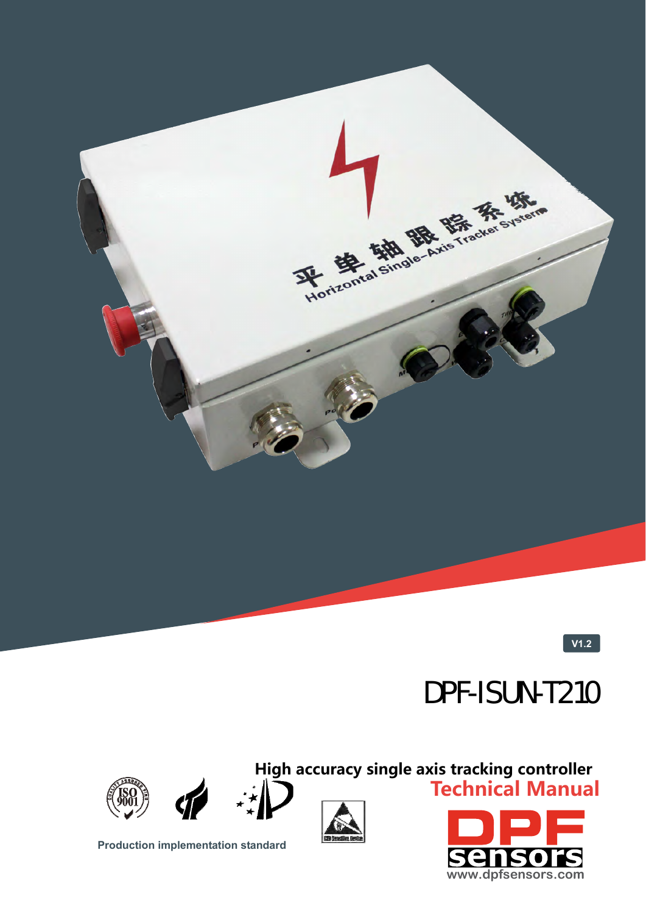V1.2

# DPF-ISUN-T210

## High accuracy single axis tracking controller

## Technical Manual

Production implementation standard

DPF sensors

www.dpfsensors.com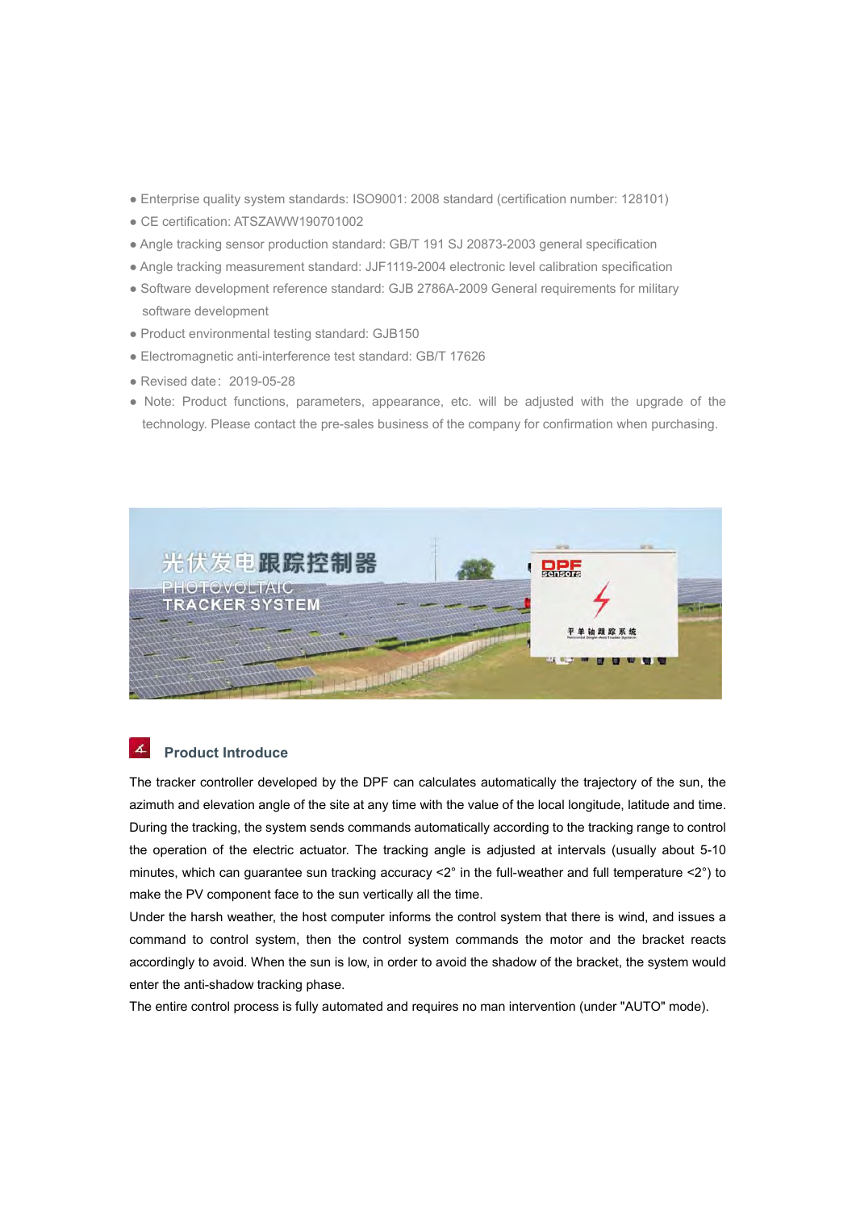- Enterprise quality system standards: ISO9001: 2008 standard (certification number: 128101)
- CE certification: ATSZAWW190701002
- Angle tracking sensor production standard: GB/T 191 SJ 20873-2003 general specification
- Angle tracking measurement standard: JJF1119-2004 electronic level calibration specification
- Software development reference standard: GJB 2786A-2009 General requirements for military software development
- Product environmental testing standard: GJB150
- Electromagnetic anti-interference test standard: GB/T 17626
- Revised date：2019-05-28
- Note: Product functions, parameters, appearance, etc. will be adjusted with the upgrade of the technology. Please contact the pre-sales business of the company for confirmation when purchasing.

## Product Introduce

The tracker controller developed by the DPF can calculates automatically the trajectory of the sun, the azimuth and elevation angle of the site at any time with the value of the local longitude, latitude and time. During the tracking, the system sends commands automatically according to the tracking range to control the operation of the electric actuator. The tracking angle is adjusted at intervals (usually about 5-10 minutes, which can guarantee sun tracking accuracy <2° in the full-weather and full temperature <2°) to make the PV component face to the sun vertically all the time.

Under the harsh weather, the host computer informs the control system that there is wind, and issues a command to control system, then the control system commands the motor and the bracket reacts accordingly to avoid. When the sun is low, in order to avoid the shadow of the bracket, the system would enter the anti-shadow tracking phase.

The entire control process is fully automated and requires no man intervention (under "AUTO" mode).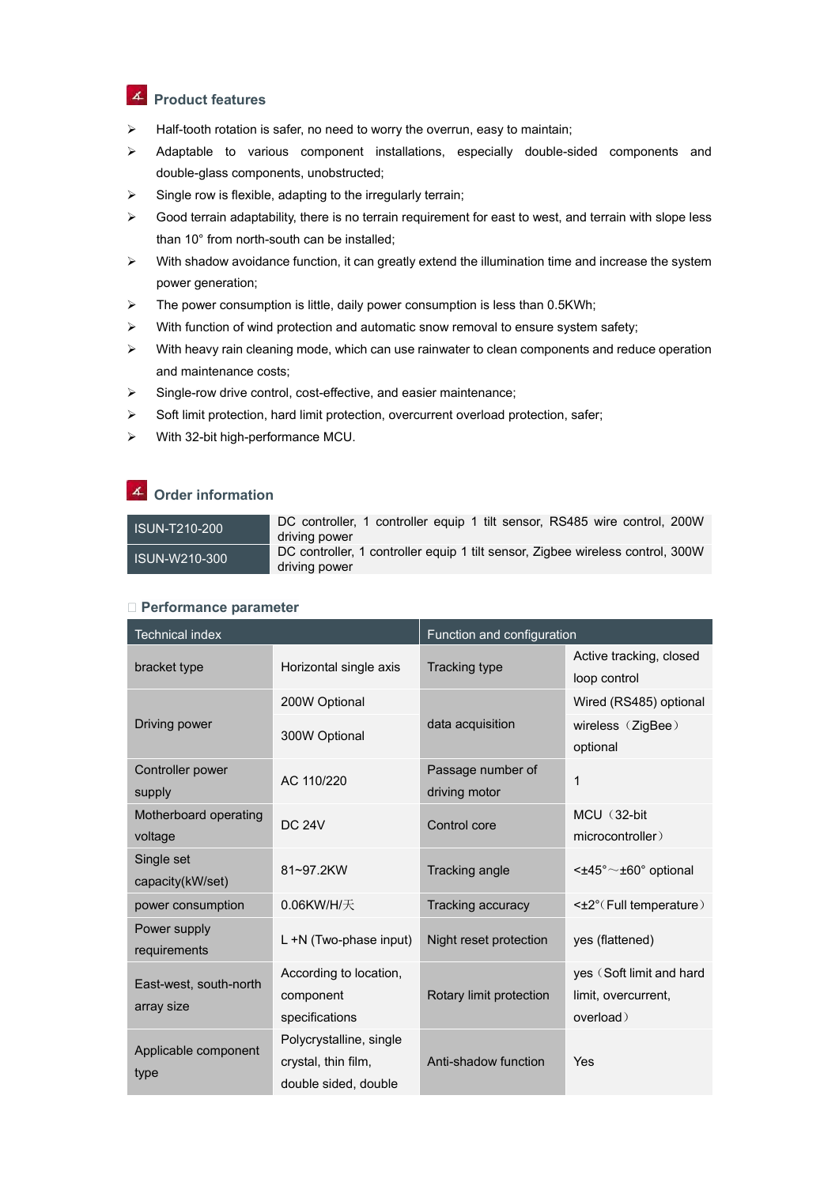## Product features

- Half-tooth rotation is safer, no need to worry the overrun, easy to maintain;
- Adaptable to various component installations, especially double-sided components and double-glass components, unobstructed;
- Single row is flexible, adapting to the irregularly terrain;
- Good terrain adaptability, there is no terrain requirement for east to west, and terrain with slope less than 10° from north-south can be installed;
- With shadow avoidance function, it can greatly extend the illumination time and increase the system power generation;
- The power consumption is little, daily power consumption is less than 0.5KWh;
- With function of wind protection and automatic snow removal to ensure system safety;
- With heavy rain cleaning mode, which can use rainwater to clean components and reduce operation and maintenance costs;
- Single-row drive control, cost-effective, and easier maintenance;
- Soft limit protection, hard limit protection, overcurrent overload protection, safer;
- With 32-bit high-performance MCU.

## Order information

| | |
|---|---|
| ISUN-T210-200 | DC controller, 1 controller equip 1 tilt sensor, RS485 wire control, 200W driving power |
| ISUN-W210-300 | DC controller, 1 controller equip 1 tilt sensor, Zigbee wireless control, 300W driving power |

## Performance parameter

| Technical index | | Function and configuration | |
|---|---|---|---|
| bracket type | Horizontal single axis | Tracking type | Active tracking, closed loop control |
| Driving power | 200W Optional | data acquisition | Wired (RS485) optional |
| | 300W Optional | | wireless（ZigBee）optional |
| Controller power supply | AC 110/220 | Passage number of driving motor | 1 |
| Motherboard operating voltage | DC 24V | Control core | MCU（32-bit microcontroller） |
| Single set capacity(kW/set) | 81~97.2KW | Tracking angle | <±45°～±60° optional |
| power consumption | 0.06KW/H/天 | Tracking accuracy | <±2°(Full temperature） |
| Power supply requirements | L +N (Two-phase input) | Night reset protection | yes (flattened) |
| East-west, south-north array size | According to location, component specifications | Rotary limit protection | yes（Soft limit and hard limit, overcurrent, overload） |
| Applicable component type | Polycrystalline, single crystal, thin film, double sided, double | Anti-shadow function | Yes |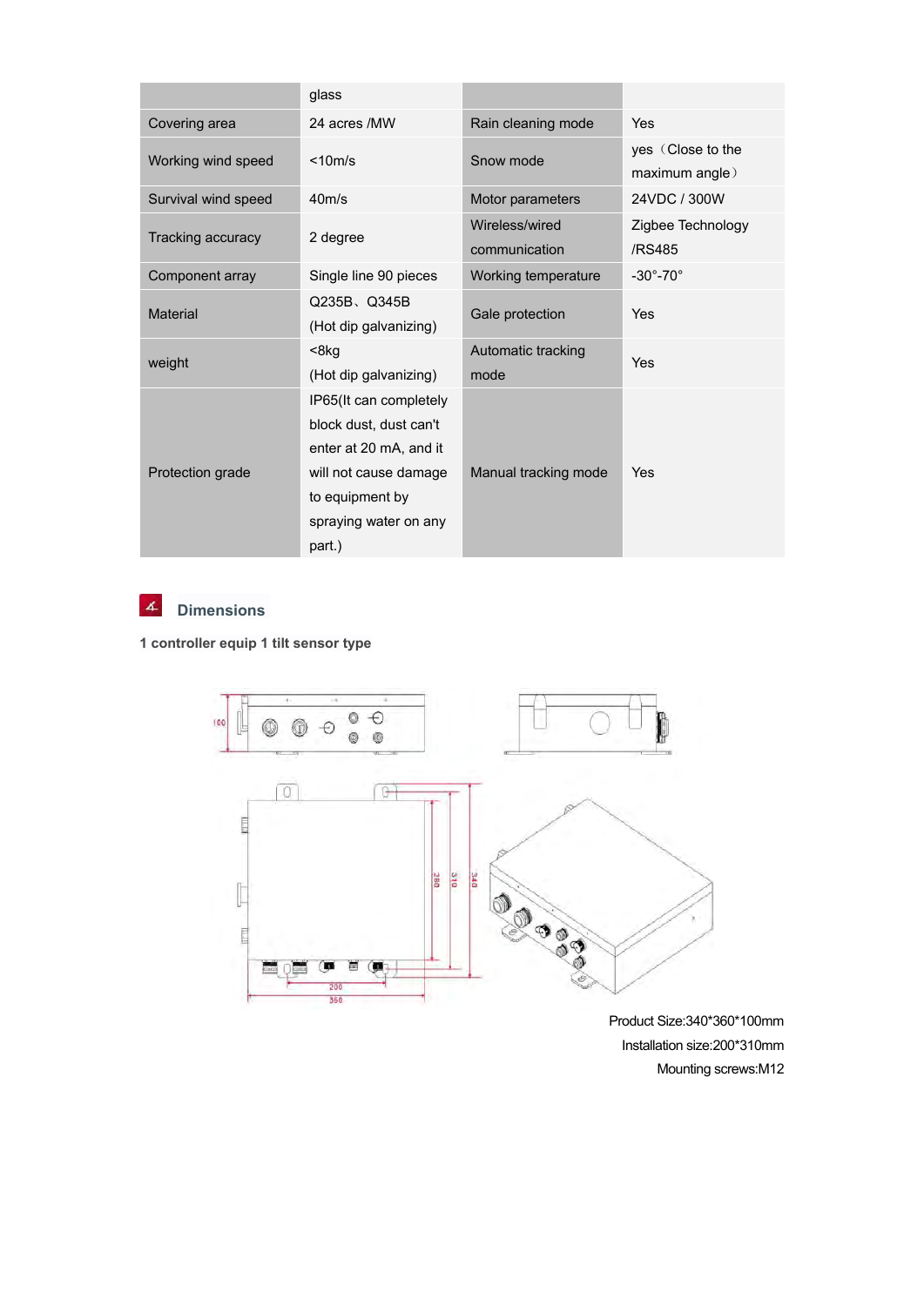| | glass | | |
|---|---|---|---|
| Covering area | 24 acres /MW | Rain cleaning mode | Yes |
| Working wind speed | <10m/s | Snow mode | yes（Close to the maximum angle） |
| Survival wind speed | 40m/s | Motor parameters | 24VDC / 300W |
| Tracking accuracy | 2 degree | Wireless/wired communication | Zigbee Technology /RS485 |
| Component array | Single line 90 pieces | Working temperature | -30°-70° |
| Material | Q235B、Q345B (Hot dip galvanizing) | Gale protection | Yes |
| weight | <8kg (Hot dip galvanizing) | Automatic tracking mode | Yes |
| Protection grade | IP65(It can completely block dust, dust can't enter at 20 mA, and it will not cause damage to equipment by spraying water on any part.) | Manual tracking mode | Yes |

## Dimensions

**1 controller equip 1 tilt sensor type**

Product Size:340*360*100mm

Installation size:200*310mm

Mounting screws:M12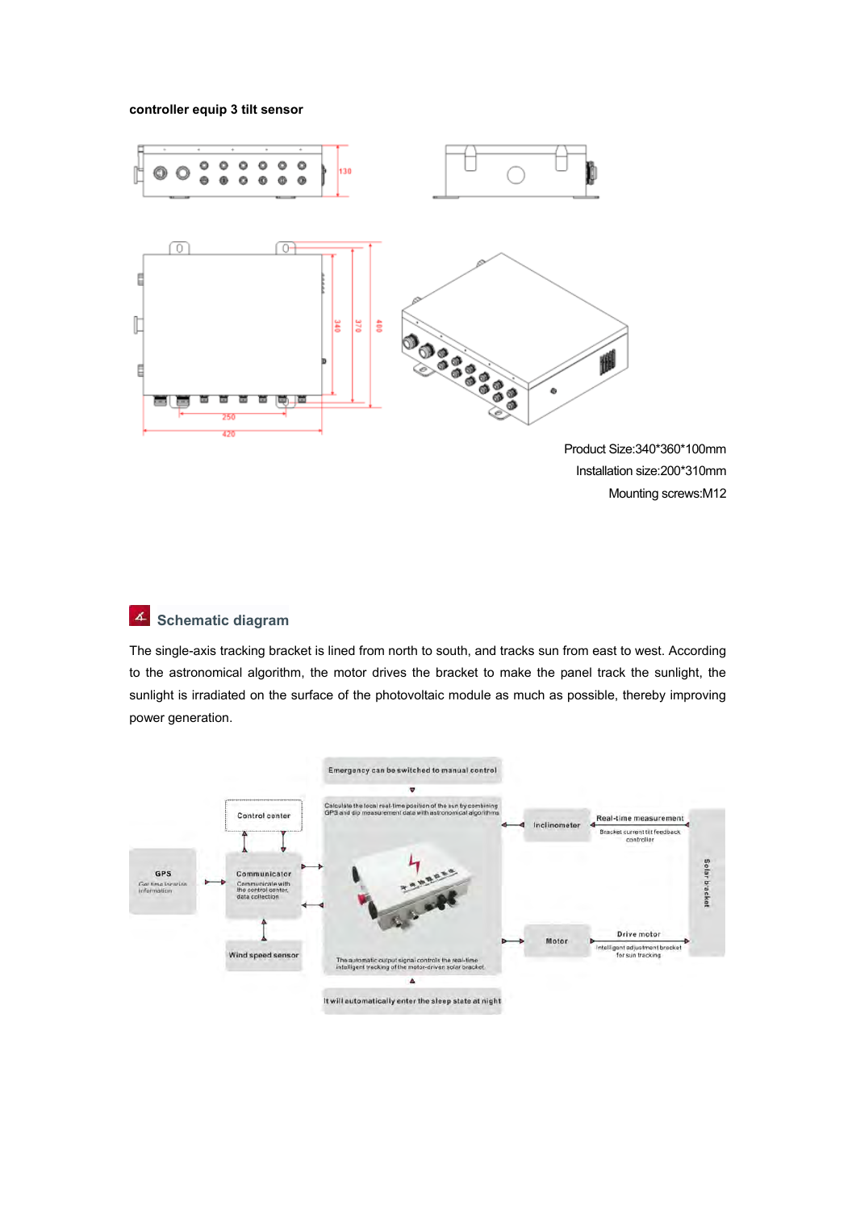**controller equip 3 tilt sensor**

Product Size:340*360*100mm

Installation size:200*310mm

Mounting screws:M12

## Schematic diagram

The single-axis tracking bracket is lined from north to south, and tracks sun from east to west. According to the astronomical algorithm, the motor drives the bracket to make the panel track the sunlight, the sunlight is irradiated on the surface of the photovoltaic module as much as possible, thereby improving power generation.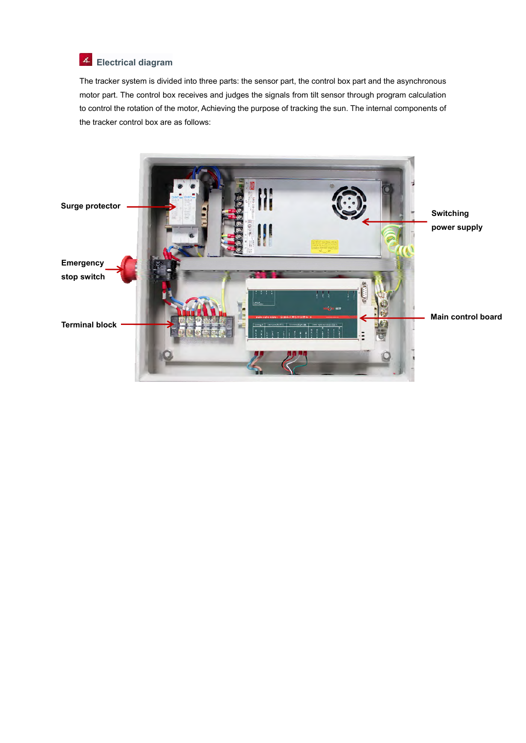## Electrical diagram

The tracker system is divided into three parts: the sensor part, the control box part and the asynchronous motor part. The control box receives and judges the signals from tilt sensor through program calculation to control the rotation of the motor, Achieving the purpose of tracking the sun. The internal components of the tracker control box are as follows:

Surge protector

Switching power supply

Emergency stop switch

Terminal block

Main control board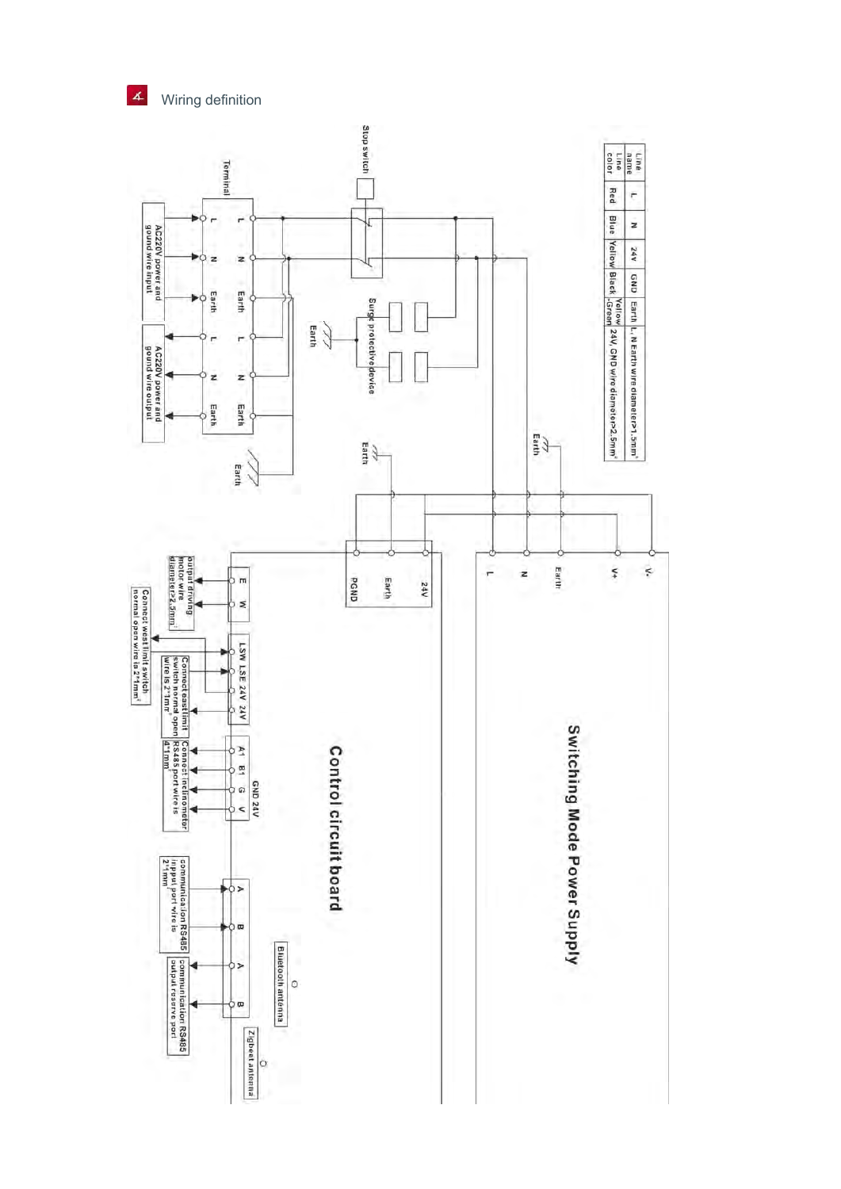# Wiring definition

| Line name | L | N | 24V | GND | Earth | L, N Earth wire diameter>1.5mm² |
| --- | --- | --- | --- | --- | --- | --- |
| Line color | Red | Blue | Yellow | Black | Yellow Green | 24V, GND wire diameter>2.5mm² |

Stop switch

Surge protective device

Earth

Terminal

L N Earth L N Earth

L N Earth L N Earth

AC220V power and gound wire input

AC220V power and gound wire output

Switching Mode Power Supply

V- V+ Earth N L

Control circuit board

24V Earth PGND

E W

output driving motor wire diameter>2.5mm²

LSW LSE 24V 24V

Connect west limit switch normal open wire is 2*1mm²

Connect east limit switch normal open wire is 2*1mm²

A1 B1 G V

GND 24V

Connect inclinometer RS485 port wire is 4*1mm²

A B

communication RS485 input port wire is 2*1mm

A B

communication RS485 output reserve port

Bluetooth antenna

Zigbeet antenna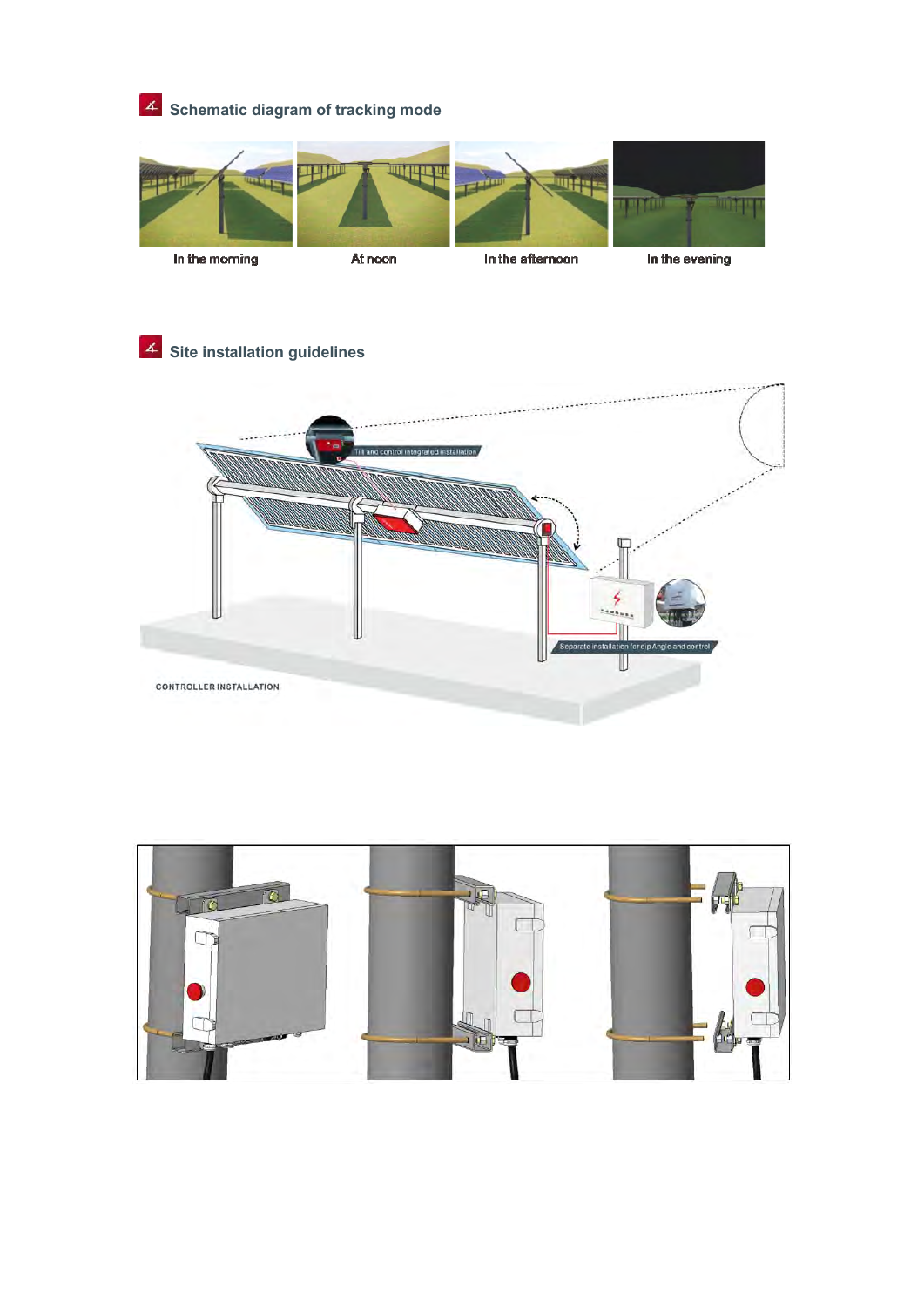## Schematic diagram of tracking mode

In the morning | At noon | In the afternoon | In the evening

## Site installation guidelines

Tilt and control integrated installation

Separate installation for dip Angle and control

CONTROLLER INSTALLATION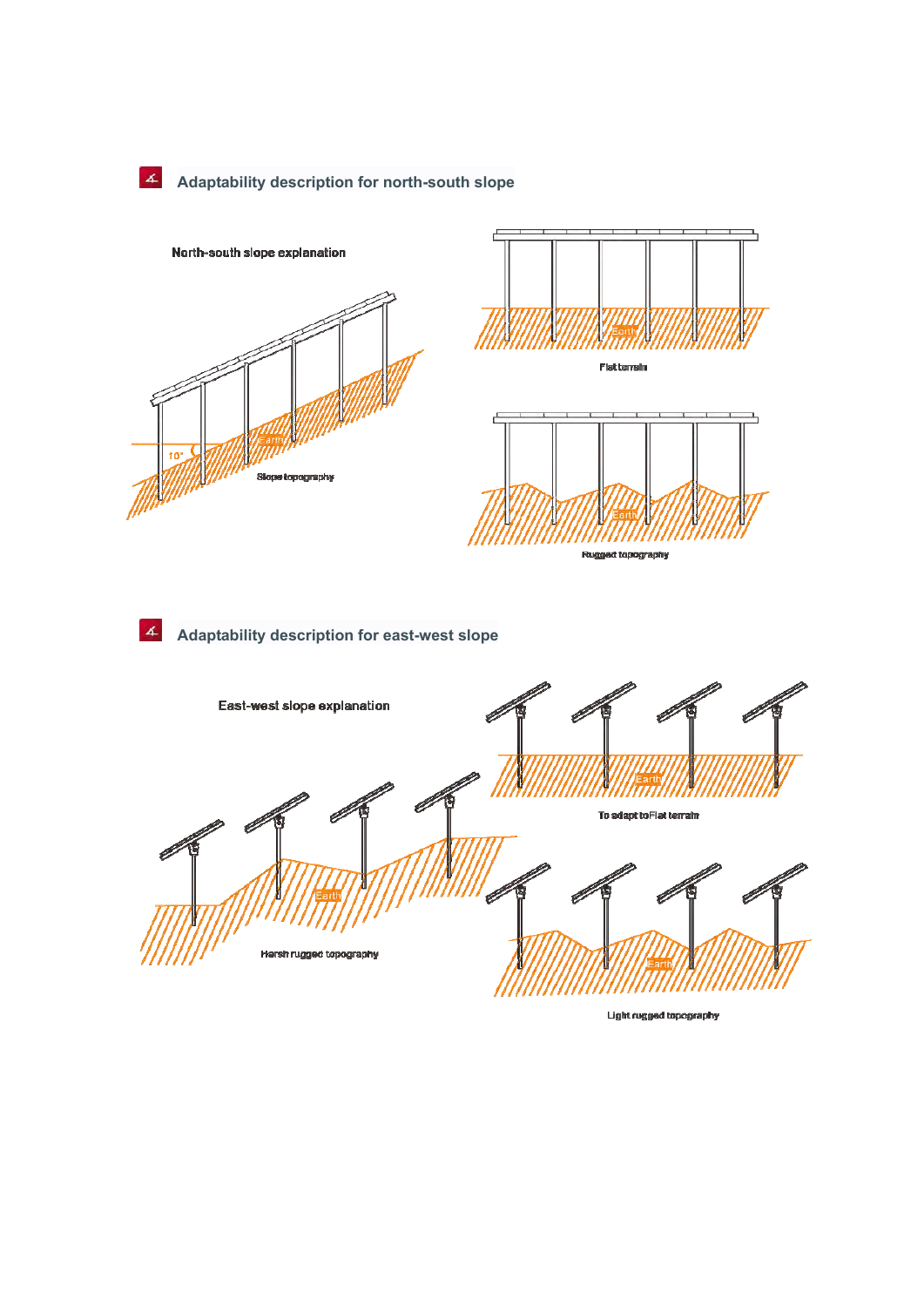## Adaptability description for north-south slope

North-south slope explanation

10°

Earth

Slope topography

Earth

Flat terrain

Earth

Rugged topography

## Adaptability description for east-west slope

East-west slope explanation

Earth

To adapt to Flat terrain

Earth

Harsh rugged topography

Earth

Light rugged topography